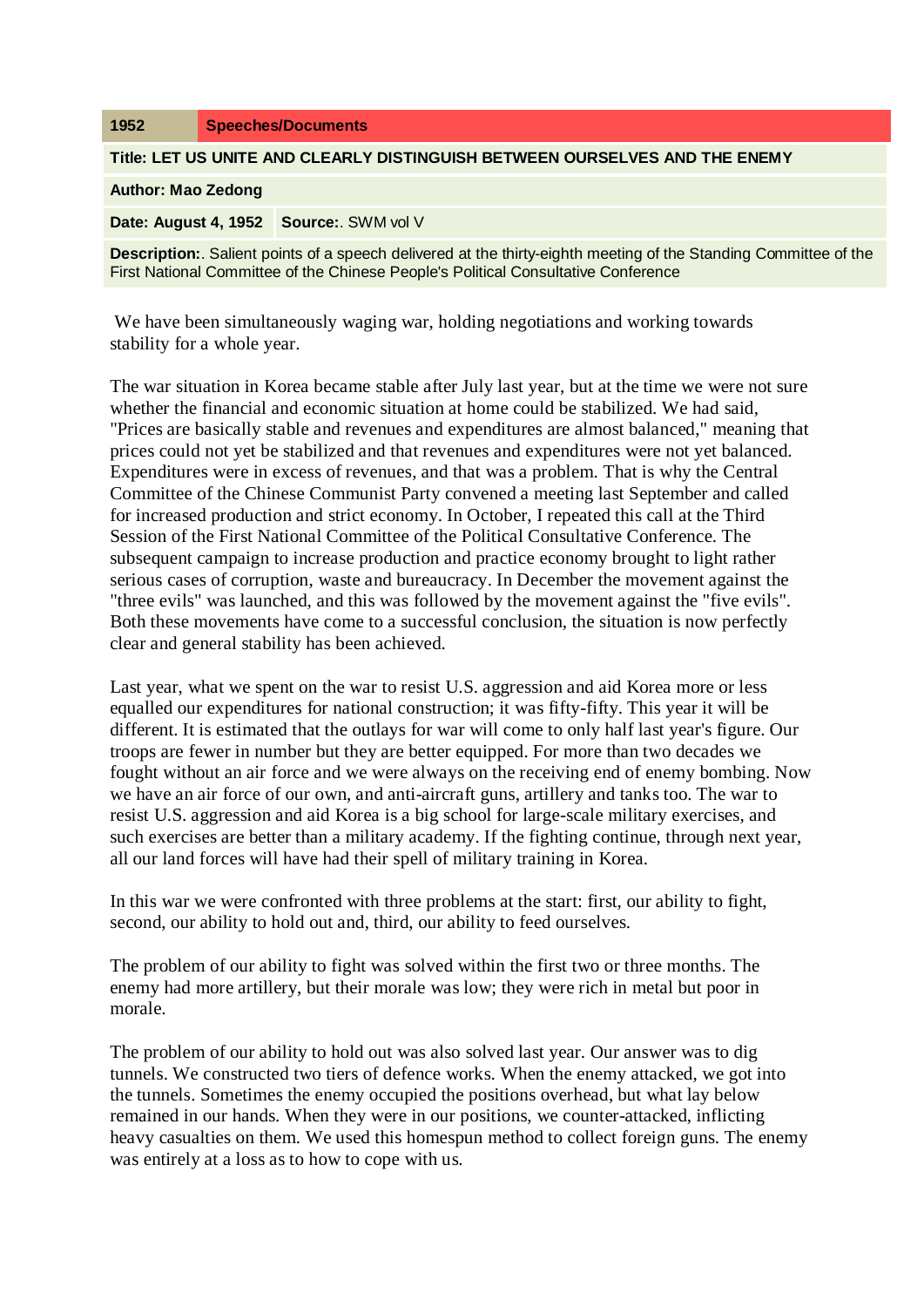| 1952 | Speeches/Documents |
| --- | --- |
| **Title: LET US UNITE AND CLEARLY DISTINGUISH BETWEEN OURSELVES AND THE ENEMY** | |
| **Author: Mao Zedong** | |
| **Date: August 4, 1952** | **Source:**. SWM vol V |
| **Description:**. Salient points of a speech delivered at the thirty-eighth meeting of the Standing Committee of the First National Committee of the Chinese People's Political Consultative Conference | |

We have been simultaneously waging war, holding negotiations and working towards stability for a whole year.

The war situation in Korea became stable after July last year, but at the time we were not sure whether the financial and economic situation at home could be stabilized. We had said, "Prices are basically stable and revenues and expenditures are almost balanced," meaning that prices could not yet be stabilized and that revenues and expenditures were not yet balanced. Expenditures were in excess of revenues, and that was a problem. That is why the Central Committee of the Chinese Communist Party convened a meeting last September and called for increased production and strict economy. In October, I repeated this call at the Third Session of the First National Committee of the Political Consultative Conference. The subsequent campaign to increase production and practice economy brought to light rather serious cases of corruption, waste and bureaucracy. In December the movement against the "three evils" was launched, and this was followed by the movement against the "five evils". Both these movements have come to a successful conclusion, the situation is now perfectly clear and general stability has been achieved.

Last year, what we spent on the war to resist U.S. aggression and aid Korea more or less equalled our expenditures for national construction; it was fifty-fifty. This year it will be different. It is estimated that the outlays for war will come to only half last year's figure. Our troops are fewer in number but they are better equipped. For more than two decades we fought without an air force and we were always on the receiving end of enemy bombing. Now we have an air force of our own, and anti-aircraft guns, artillery and tanks too. The war to resist U.S. aggression and aid Korea is a big school for large-scale military exercises, and such exercises are better than a military academy. If the fighting continue, through next year, all our land forces will have had their spell of military training in Korea.

In this war we were confronted with three problems at the start: first, our ability to fight, second, our ability to hold out and, third, our ability to feed ourselves.

The problem of our ability to fight was solved within the first two or three months. The enemy had more artillery, but their morale was low; they were rich in metal but poor in morale.

The problem of our ability to hold out was also solved last year. Our answer was to dig tunnels. We constructed two tiers of defence works. When the enemy attacked, we got into the tunnels. Sometimes the enemy occupied the positions overhead, but what lay below remained in our hands. When they were in our positions, we counter-attacked, inflicting heavy casualties on them. We used this homespun method to collect foreign guns. The enemy was entirely at a loss as to how to cope with us.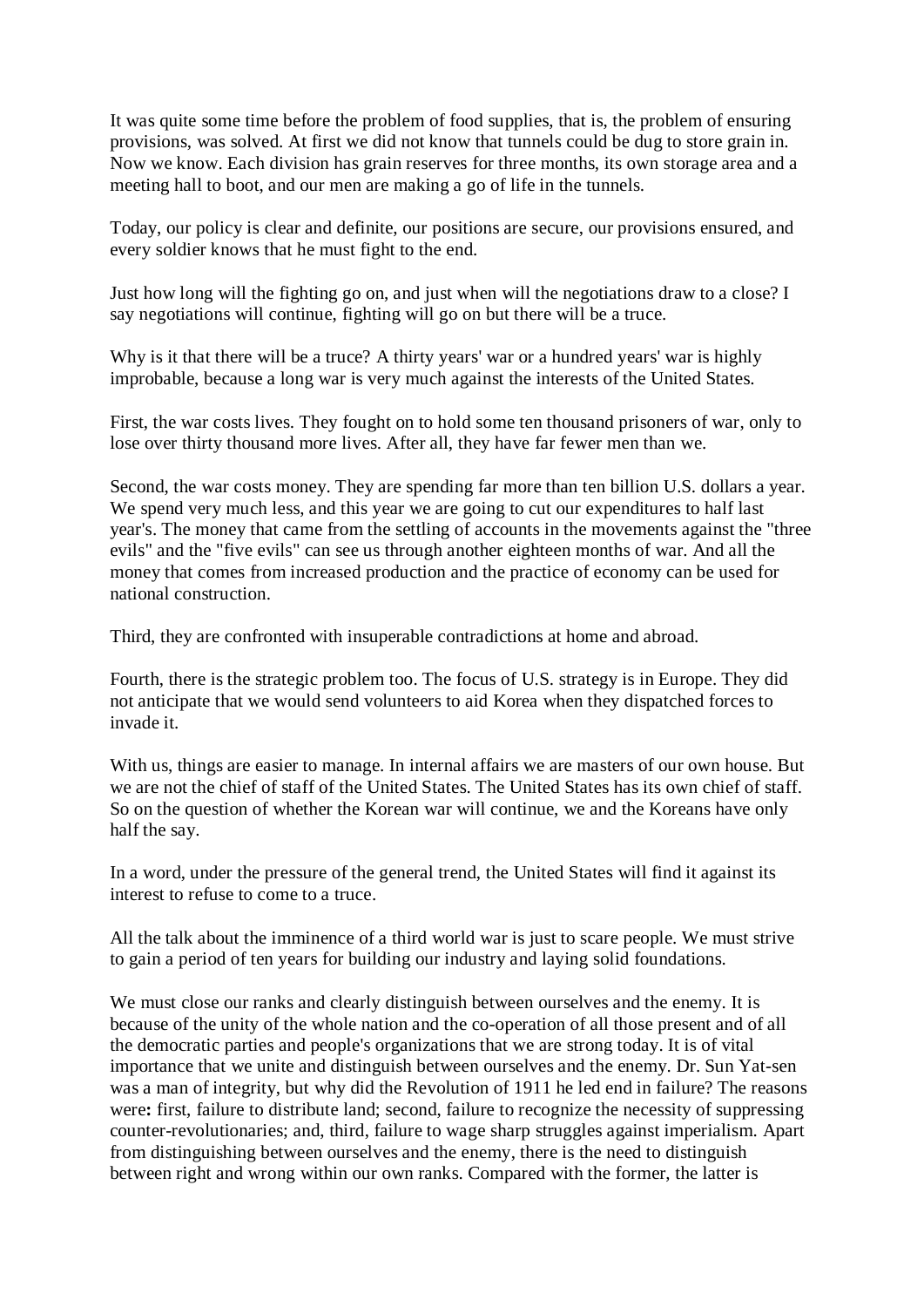It was quite some time before the problem of food supplies, that is, the problem of ensuring provisions, was solved. At first we did not know that tunnels could be dug to store grain in. Now we know. Each division has grain reserves for three months, its own storage area and a meeting hall to boot, and our men are making a go of life in the tunnels.

Today, our policy is clear and definite, our positions are secure, our provisions ensured, and every soldier knows that he must fight to the end.

Just how long will the fighting go on, and just when will the negotiations draw to a close? I say negotiations will continue, fighting will go on but there will be a truce.

Why is it that there will be a truce? A thirty years' war or a hundred years' war is highly improbable, because a long war is very much against the interests of the United States.

First, the war costs lives. They fought on to hold some ten thousand prisoners of war, only to lose over thirty thousand more lives. After all, they have far fewer men than we.

Second, the war costs money. They are spending far more than ten billion U.S. dollars a year. We spend very much less, and this year we are going to cut our expenditures to half last year's. The money that came from the settling of accounts in the movements against the "three evils" and the "five evils" can see us through another eighteen months of war. And all the money that comes from increased production and the practice of economy can be used for national construction.

Third, they are confronted with insuperable contradictions at home and abroad.

Fourth, there is the strategic problem too. The focus of U.S. strategy is in Europe. They did not anticipate that we would send volunteers to aid Korea when they dispatched forces to invade it.

With us, things are easier to manage. In internal affairs we are masters of our own house. But we are not the chief of staff of the United States. The United States has its own chief of staff. So on the question of whether the Korean war will continue, we and the Koreans have only half the say.

In a word, under the pressure of the general trend, the United States will find it against its interest to refuse to come to a truce.

All the talk about the imminence of a third world war is just to scare people. We must strive to gain a period of ten years for building our industry and laying solid foundations.

We must close our ranks and clearly distinguish between ourselves and the enemy. It is because of the unity of the whole nation and the co-operation of all those present and of all the democratic parties and people's organizations that we are strong today. It is of vital importance that we unite and distinguish between ourselves and the enemy. Dr. Sun Yat-sen was a man of integrity, but why did the Revolution of 1911 he led end in failure? The reasons were: first, failure to distribute land; second, failure to recognize the necessity of suppressing counter-revolutionaries; and, third, failure to wage sharp struggles against imperialism. Apart from distinguishing between ourselves and the enemy, there is the need to distinguish between right and wrong within our own ranks. Compared with the former, the latter is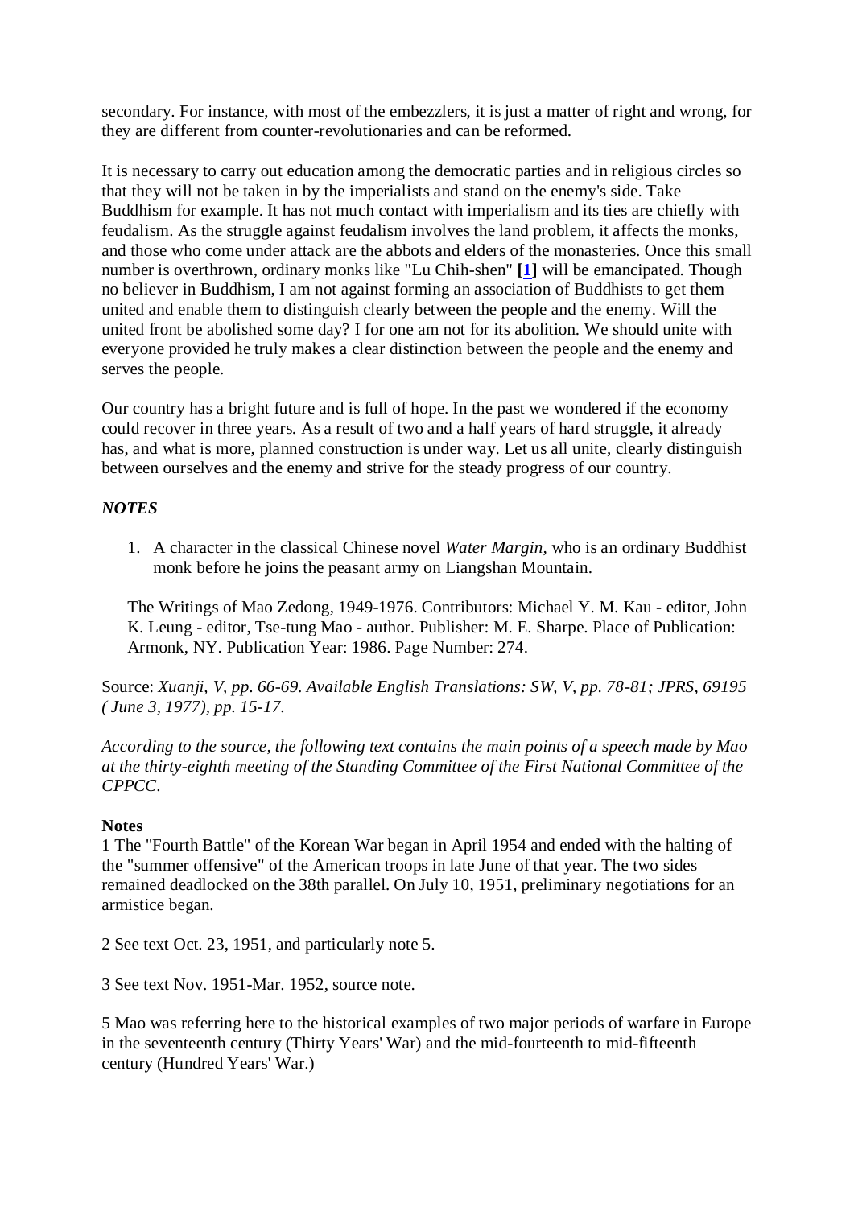secondary. For instance, with most of the embezzlers, it is just a matter of right and wrong, for they are different from counter-revolutionaries and can be reformed.

It is necessary to carry out education among the democratic parties and in religious circles so that they will not be taken in by the imperialists and stand on the enemy's side. Take Buddhism for example. It has not much contact with imperialism and its ties are chiefly with feudalism. As the struggle against feudalism involves the land problem, it affects the monks, and those who come under attack are the abbots and elders of the monasteries. Once this small number is overthrown, ordinary monks like "Lu Chih-shen" **[1]** will be emancipated. Though no believer in Buddhism, I am not against forming an association of Buddhists to get them united and enable them to distinguish clearly between the people and the enemy. Will the united front be abolished some day? I for one am not for its abolition. We should unite with everyone provided he truly makes a clear distinction between the people and the enemy and serves the people.

Our country has a bright future and is full of hope. In the past we wondered if the economy could recover in three years. As a result of two and a half years of hard struggle, it already has, and what is more, planned construction is under way. Let us all unite, clearly distinguish between ourselves and the enemy and strive for the steady progress of our country.

***NOTES***

1. A character in the classical Chinese novel *Water Margin,* who is an ordinary Buddhist monk before he joins the peasant army on Liangshan Mountain.

The Writings of Mao Zedong, 1949-1976. Contributors: Michael Y. M. Kau - editor, John K. Leung - editor, Tse-tung Mao - author. Publisher: M. E. Sharpe. Place of Publication: Armonk, NY. Publication Year: 1986. Page Number: 274.

Source: *Xuanji, V, pp. 66-69. Available English Translations: SW, V, pp. 78-81; JPRS, 69195 ( June 3, 1977), pp. 15-17.*

*According to the source, the following text contains the main points of a speech made by Mao at the thirty-eighth meeting of the Standing Committee of the First National Committee of the CPPCC.*

**Notes**

1 The "Fourth Battle" of the Korean War began in April 1954 and ended with the halting of the "summer offensive" of the American troops in late June of that year. The two sides remained deadlocked on the 38th parallel. On July 10, 1951, preliminary negotiations for an armistice began.

2 See text Oct. 23, 1951, and particularly note 5.

3 See text Nov. 1951-Mar. 1952, source note.

5 Mao was referring here to the historical examples of two major periods of warfare in Europe in the seventeenth century (Thirty Years' War) and the mid-fourteenth to mid-fifteenth century (Hundred Years' War.)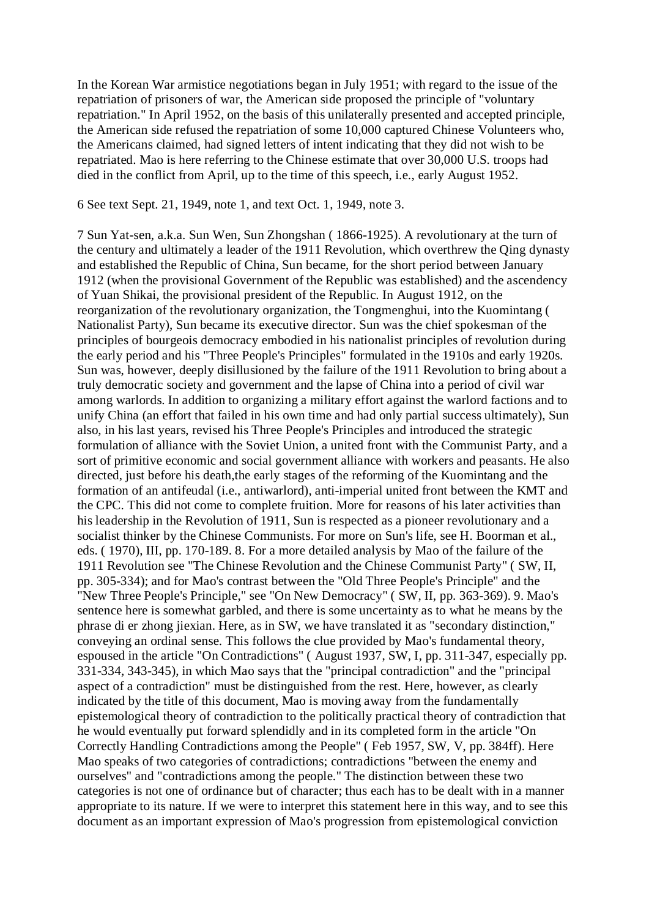In the Korean War armistice negotiations began in July 1951; with regard to the issue of the repatriation of prisoners of war, the American side proposed the principle of "voluntary repatriation." In April 1952, on the basis of this unilaterally presented and accepted principle, the American side refused the repatriation of some 10,000 captured Chinese Volunteers who, the Americans claimed, had signed letters of intent indicating that they did not wish to be repatriated. Mao is here referring to the Chinese estimate that over 30,000 U.S. troops had died in the conflict from April, up to the time of this speech, i.e., early August 1952.

6 See text Sept. 21, 1949, note 1, and text Oct. 1, 1949, note 3.

7 Sun Yat-sen, a.k.a. Sun Wen, Sun Zhongshan ( 1866-1925). A revolutionary at the turn of the century and ultimately a leader of the 1911 Revolution, which overthrew the Qing dynasty and established the Republic of China, Sun became, for the short period between January 1912 (when the provisional Government of the Republic was established) and the ascendency of Yuan Shikai, the provisional president of the Republic. In August 1912, on the reorganization of the revolutionary organization, the Tongmenghui, into the Kuomintang ( Nationalist Party), Sun became its executive director. Sun was the chief spokesman of the principles of bourgeois democracy embodied in his nationalist principles of revolution during the early period and his "Three People's Principles" formulated in the 1910s and early 1920s. Sun was, however, deeply disillusioned by the failure of the 1911 Revolution to bring about a truly democratic society and government and the lapse of China into a period of civil war among warlords. In addition to organizing a military effort against the warlord factions and to unify China (an effort that failed in his own time and had only partial success ultimately), Sun also, in his last years, revised his Three People's Principles and introduced the strategic formulation of alliance with the Soviet Union, a united front with the Communist Party, and a sort of primitive economic and social government alliance with workers and peasants. He also directed, just before his death,the early stages of the reforming of the Kuomintang and the formation of an antifeudal (i.e., antiwarlord), anti-imperial united front between the KMT and the CPC. This did not come to complete fruition. More for reasons of his later activities than his leadership in the Revolution of 1911, Sun is respected as a pioneer revolutionary and a socialist thinker by the Chinese Communists. For more on Sun's life, see H. Boorman et al., eds. ( 1970), III, pp. 170-189. 8. For a more detailed analysis by Mao of the failure of the 1911 Revolution see "The Chinese Revolution and the Chinese Communist Party" ( SW, II, pp. 305-334); and for Mao's contrast between the "Old Three People's Principle" and the "New Three People's Principle," see "On New Democracy" ( SW, II, pp. 363-369). 9. Mao's sentence here is somewhat garbled, and there is some uncertainty as to what he means by the phrase di er zhong jiexian. Here, as in SW, we have translated it as "secondary distinction," conveying an ordinal sense. This follows the clue provided by Mao's fundamental theory, espoused in the article "On Contradictions" ( August 1937, SW, I, pp. 311-347, especially pp. 331-334, 343-345), in which Mao says that the "principal contradiction" and the "principal aspect of a contradiction" must be distinguished from the rest. Here, however, as clearly indicated by the title of this document, Mao is moving away from the fundamentally epistemological theory of contradiction to the politically practical theory of contradiction that he would eventually put forward splendidly and in its completed form in the article "On Correctly Handling Contradictions among the People" ( Feb 1957, SW, V, pp. 384ff). Here Mao speaks of two categories of contradictions; contradictions "between the enemy and ourselves" and "contradictions among the people." The distinction between these two categories is not one of ordinance but of character; thus each has to be dealt with in a manner appropriate to its nature. If we were to interpret this statement here in this way, and to see this document as an important expression of Mao's progression from epistemological conviction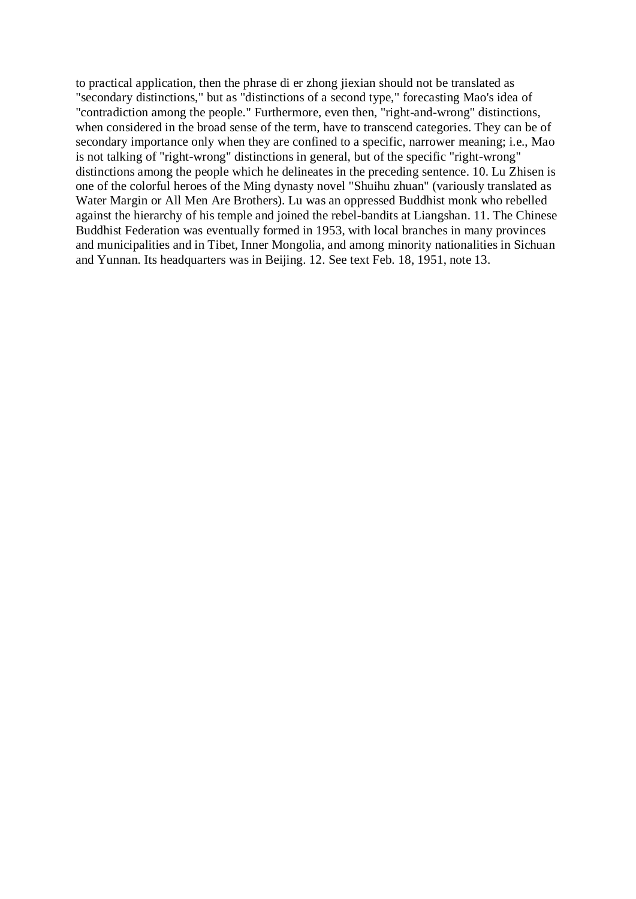to practical application, then the phrase di er zhong jiexian should not be translated as "secondary distinctions," but as "distinctions of a second type," forecasting Mao's idea of "contradiction among the people." Furthermore, even then, "right-and-wrong" distinctions, when considered in the broad sense of the term, have to transcend categories. They can be of secondary importance only when they are confined to a specific, narrower meaning; i.e., Mao is not talking of "right-wrong" distinctions in general, but of the specific "right-wrong" distinctions among the people which he delineates in the preceding sentence. 10. Lu Zhisen is one of the colorful heroes of the Ming dynasty novel "Shuihu zhuan" (variously translated as Water Margin or All Men Are Brothers). Lu was an oppressed Buddhist monk who rebelled against the hierarchy of his temple and joined the rebel-bandits at Liangshan. 11. The Chinese Buddhist Federation was eventually formed in 1953, with local branches in many provinces and municipalities and in Tibet, Inner Mongolia, and among minority nationalities in Sichuan and Yunnan. Its headquarters was in Beijing. 12. See text Feb. 18, 1951, note 13.